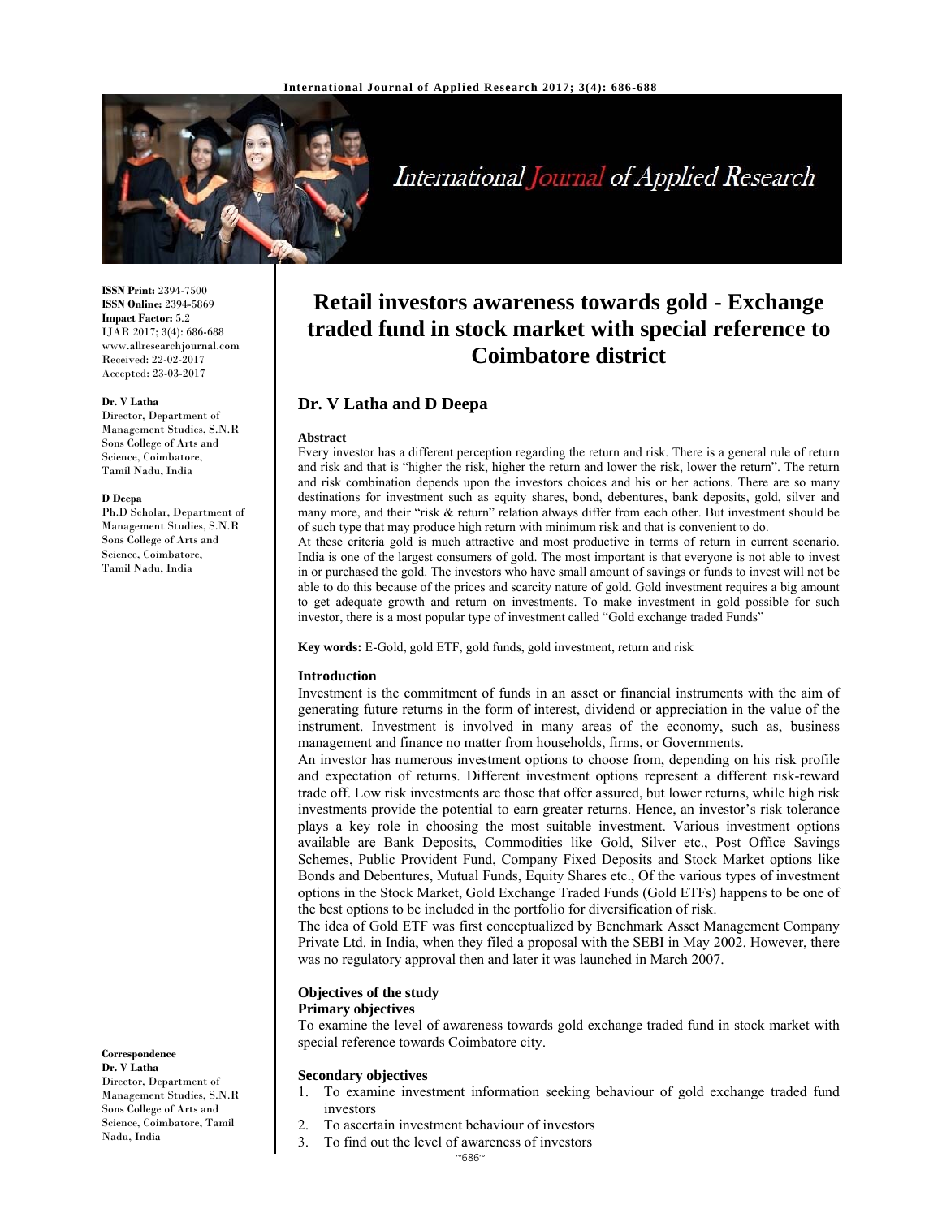ISSN Print: 2394-7500
ISSN Online: 2394-5869
Impact Factor: 5.2
IJAR 2017; 3(4): 686-688
www.allresearchjournal.com
Received: 22-02-2017
Accepted: 23-03-2017

**Dr. V Latha**
Director, Department of Management Studies, S.N.R Sons College of Arts and Science, Coimbatore, Tamil Nadu, India

**D Deepa**
Ph.D Scholar, Department of Management Studies, S.N.R Sons College of Arts and Science, Coimbatore, Tamil Nadu, India

**Correspondence**
**Dr. V Latha**
Director, Department of Management Studies, S.N.R Sons College of Arts and Science, Coimbatore, Tamil Nadu, India

# Retail investors awareness towards gold - Exchange traded fund in stock market with special reference to Coimbatore district

## Dr. V Latha and D Deepa

### Abstract

Every investor has a different perception regarding the return and risk. There is a general rule of return and risk and that is "higher the risk, higher the return and lower the risk, lower the return". The return and risk combination depends upon the investors choices and his or her actions. There are so many destinations for investment such as equity shares, bond, debentures, bank deposits, gold, silver and many more, and their "risk & return" relation always differ from each other. But investment should be of such type that may produce high return with minimum risk and that is convenient to do.

At these criteria gold is much attractive and most productive in terms of return in current scenario. India is one of the largest consumers of gold. The most important is that everyone is not able to invest in or purchased the gold. The investors who have small amount of savings or funds to invest will not be able to do this because of the prices and scarcity nature of gold. Gold investment requires a big amount to get adequate growth and return on investments. To make investment in gold possible for such investor, there is a most popular type of investment called "Gold exchange traded Funds"

**Key words:** E-Gold, gold ETF, gold funds, gold investment, return and risk

### Introduction

Investment is the commitment of funds in an asset or financial instruments with the aim of generating future returns in the form of interest, dividend or appreciation in the value of the instrument. Investment is involved in many areas of the economy, such as, business management and finance no matter from households, firms, or Governments.

An investor has numerous investment options to choose from, depending on his risk profile and expectation of returns. Different investment options represent a different risk-reward trade off. Low risk investments are those that offer assured, but lower returns, while high risk investments provide the potential to earn greater returns. Hence, an investor's risk tolerance plays a key role in choosing the most suitable investment. Various investment options available are Bank Deposits, Commodities like Gold, Silver etc., Post Office Savings Schemes, Public Provident Fund, Company Fixed Deposits and Stock Market options like Bonds and Debentures, Mutual Funds, Equity Shares etc., Of the various types of investment options in the Stock Market, Gold Exchange Traded Funds (Gold ETFs) happens to be one of the best options to be included in the portfolio for diversification of risk.

The idea of Gold ETF was first conceptualized by Benchmark Asset Management Company Private Ltd. in India, when they filed a proposal with the SEBI in May 2002. However, there was no regulatory approval then and later it was launched in March 2007.

### Objectives of the study

#### Primary objectives

To examine the level of awareness towards gold exchange traded fund in stock market with special reference towards Coimbatore city.

#### Secondary objectives

1. To examine investment information seeking behaviour of gold exchange traded fund investors
2. To ascertain investment behaviour of investors
3. To find out the level of awareness of investors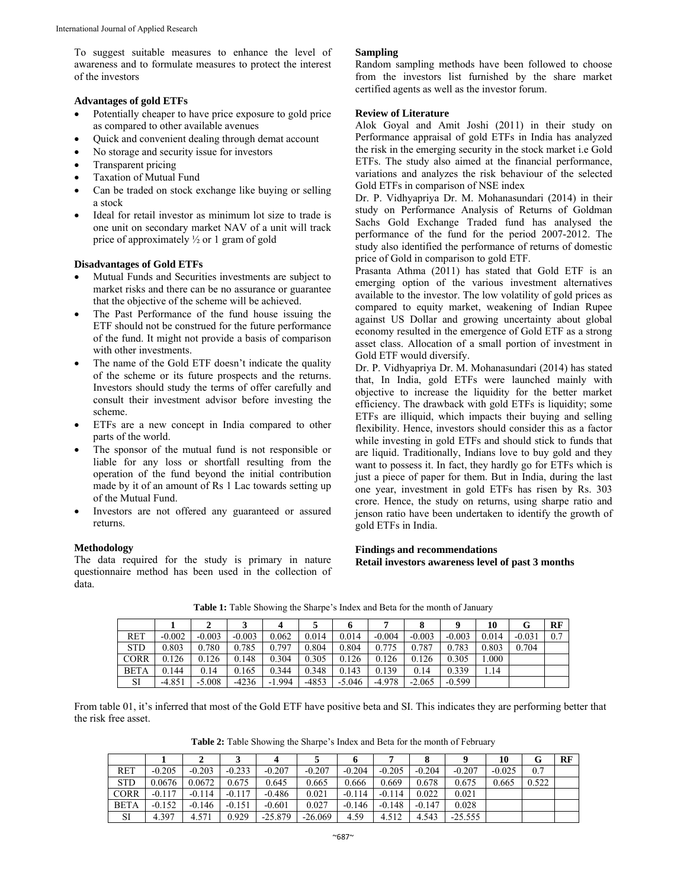To suggest suitable measures to enhance the level of awareness and to formulate measures to protect the interest of the investors

**Advantages of gold ETFs**

- Potentially cheaper to have price exposure to gold price as compared to other available avenues
- Quick and convenient dealing through demat account
- No storage and security issue for investors
- Transparent pricing
- Taxation of Mutual Fund
- Can be traded on stock exchange like buying or selling a stock
- Ideal for retail investor as minimum lot size to trade is one unit on secondary market NAV of a unit will track price of approximately ½ or 1 gram of gold

**Disadvantages of Gold ETFs**

- Mutual Funds and Securities investments are subject to market risks and there can be no assurance or guarantee that the objective of the scheme will be achieved.
- The Past Performance of the fund house issuing the ETF should not be construed for the future performance of the fund. It might not provide a basis of comparison with other investments.
- The name of the Gold ETF doesn't indicate the quality of the scheme or its future prospects and the returns. Investors should study the terms of offer carefully and consult their investment advisor before investing the scheme.
- ETFs are a new concept in India compared to other parts of the world.
- The sponsor of the mutual fund is not responsible or liable for any loss or shortfall resulting from the operation of the fund beyond the initial contribution made by it of an amount of Rs 1 Lac towards setting up of the Mutual Fund.
- Investors are not offered any guaranteed or assured returns.

**Methodology**

The data required for the study is primary in nature questionnaire method has been used in the collection of data.

**Sampling**

Random sampling methods have been followed to choose from the investors list furnished by the share market certified agents as well as the investor forum.

**Review of Literature**

Alok Goyal and Amit Joshi (2011) in their study on Performance appraisal of gold ETFs in India has analyzed the risk in the emerging security in the stock market i.e Gold ETFs. The study also aimed at the financial performance, variations and analyzes the risk behaviour of the selected Gold ETFs in comparison of NSE index

Dr. P. Vidhyapriya Dr. M. Mohanasundari (2014) in their study on Performance Analysis of Returns of Goldman Sachs Gold Exchange Traded fund has analysed the performance of the fund for the period 2007-2012. The study also identified the performance of returns of domestic price of Gold in comparison to gold ETF.

Prasanta Athma (2011) has stated that Gold ETF is an emerging option of the various investment alternatives available to the investor. The low volatility of gold prices as compared to equity market, weakening of Indian Rupee against US Dollar and growing uncertainty about global economy resulted in the emergence of Gold ETF as a strong asset class. Allocation of a small portion of investment in Gold ETF would diversify.

Dr. P. Vidhyapriya Dr. M. Mohanasundari (2014) has stated that, In India, gold ETFs were launched mainly with objective to increase the liquidity for the better market efficiency. The drawback with gold ETFs is liquidity; some ETFs are illiquid, which impacts their buying and selling flexibility. Hence, investors should consider this as a factor while investing in gold ETFs and should stick to funds that are liquid. Traditionally, Indians love to buy gold and they want to possess it. In fact, they hardly go for ETFs which is just a piece of paper for them. But in India, during the last one year, investment in gold ETFs has risen by Rs. 303 crore. Hence, the study on returns, using sharpe ratio and jenson ratio have been undertaken to identify the growth of gold ETFs in India.

**Findings and recommendations**

**Retail investors awareness level of past 3 months**

**Table 1:** Table Showing the Sharpe's Index and Beta for the month of January

| | 1 | 2 | 3 | 4 | 5 | 6 | 7 | 8 | 9 | 10 | G | RF |
|---|---|---|---|---|---|---|---|---|---|---|---|---|
| RET | -0.002 | -0.003 | -0.003 | 0.062 | 0.014 | 0.014 | -0.004 | -0.003 | -0.003 | 0.014 | -0.031 | 0.7 |
| STD | 0.803 | 0.780 | 0.785 | 0.797 | 0.804 | 0.804 | 0.775 | 0.787 | 0.783 | 0.803 | 0.704 | |
| CORR | 0.126 | 0.126 | 0.148 | 0.304 | 0.305 | 0.126 | 0.126 | 0.126 | 0.305 | 1.000 | | |
| BETA | 0.144 | 0.14 | 0.165 | 0.344 | 0.348 | 0.143 | 0.139 | 0.14 | 0.339 | 1.14 | | |
| SI | -4.851 | -5.008 | -4236 | -1.994 | -4853 | -5.046 | -4.978 | -2.065 | -0.599 | | | |

From table 01, it's inferred that most of the Gold ETF have positive beta and SI. This indicates they are performing better that the risk free asset.

**Table 2:** Table Showing the Sharpe's Index and Beta for the month of February

| | 1 | 2 | 3 | 4 | 5 | 6 | 7 | 8 | 9 | 10 | G | RF |
|---|---|---|---|---|---|---|---|---|---|---|---|---|
| RET | -0.205 | -0.203 | -0.233 | -0.207 | -0.207 | -0.204 | -0.205 | -0.204 | -0.207 | -0.025 | 0.7 | |
| STD | 0.0676 | 0.0672 | 0.675 | 0.645 | 0.665 | 0.666 | 0.669 | 0.678 | 0.675 | 0.665 | 0.522 | |
| CORR | -0.117 | -0.114 | -0.117 | -0.486 | 0.021 | -0.114 | -0.114 | 0.022 | 0.021 | | | |
| BETA | -0.152 | -0.146 | -0.151 | -0.601 | 0.027 | -0.146 | -0.148 | -0.147 | 0.028 | | | |
| SI | 4.397 | 4.571 | 0.929 | -25.879 | -26.069 | 4.59 | 4.512 | 4.543 | -25.555 | | | |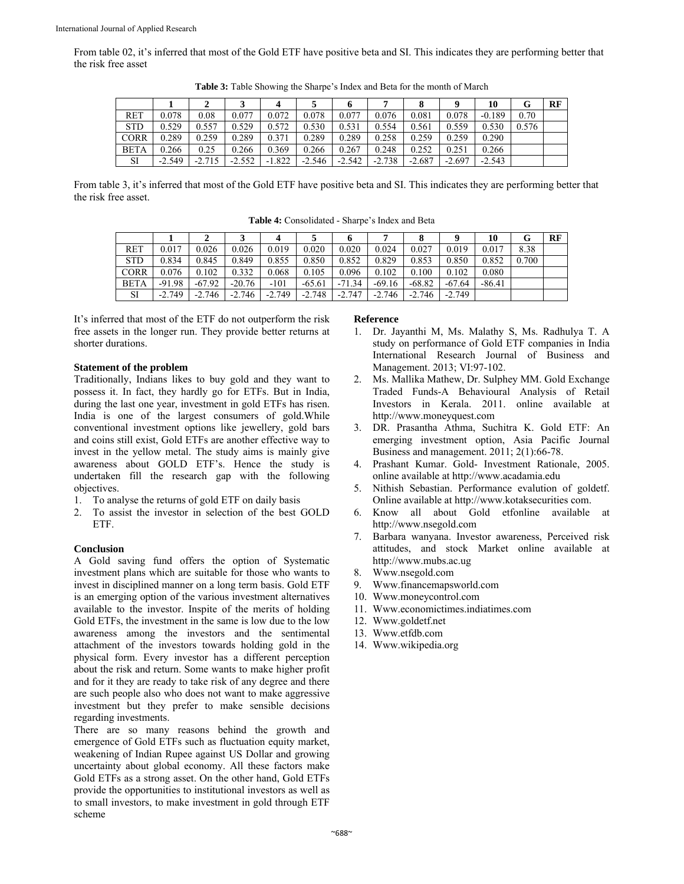From table 02, it's inferred that most of the Gold ETF have positive beta and SI. This indicates they are performing better that the risk free asset

**Table 3:** Table Showing the Sharpe's Index and Beta for the month of March

| | 1 | 2 | 3 | 4 | 5 | 6 | 7 | 8 | 9 | 10 | G | RF |
|---|---|---|---|---|---|---|---|---|---|---|---|---|
| RET | 0.078 | 0.08 | 0.077 | 0.072 | 0.078 | 0.077 | 0.076 | 0.081 | 0.078 | -0.189 | 0.70 | |
| STD | 0.529 | 0.557 | 0.529 | 0.572 | 0.530 | 0.531 | 0.554 | 0.561 | 0.559 | 0.530 | 0.576 | |
| CORR | 0.289 | 0.259 | 0.289 | 0.371 | 0.289 | 0.289 | 0.258 | 0.259 | 0.259 | 0.290 | | |
| BETA | 0.266 | 0.25 | 0.266 | 0.369 | 0.266 | 0.267 | 0.248 | 0.252 | 0.251 | 0.266 | | |
| SI | -2.549 | -2.715 | -2.552 | -1.822 | -2.546 | -2.542 | -2.738 | -2.687 | -2.697 | -2.543 | | |

From table 3, it's inferred that most of the Gold ETF have positive beta and SI. This indicates they are performing better that the risk free asset.

**Table 4:** Consolidated - Sharpe's Index and Beta

| | 1 | 2 | 3 | 4 | 5 | 6 | 7 | 8 | 9 | 10 | G | RF |
|---|---|---|---|---|---|---|---|---|---|---|---|---|
| RET | 0.017 | 0.026 | 0.026 | 0.019 | 0.020 | 0.020 | 0.024 | 0.027 | 0.019 | 0.017 | 8.38 | |
| STD | 0.834 | 0.845 | 0.849 | 0.855 | 0.850 | 0.852 | 0.829 | 0.853 | 0.850 | 0.852 | 0.700 | |
| CORR | 0.076 | 0.102 | 0.332 | 0.068 | 0.105 | 0.096 | 0.102 | 0.100 | 0.102 | 0.080 | | |
| BETA | -91.98 | -67.92 | -20.76 | -101 | -65.61 | -71.34 | -69.16 | -68.82 | -67.64 | -86.41 | | |
| SI | -2.749 | -2.746 | -2.746 | -2.749 | -2.748 | -2.747 | -2.746 | -2.746 | -2.749 | | | |

It's inferred that most of the ETF do not outperform the risk free assets in the longer run. They provide better returns at shorter durations.

### Statement of the problem

Traditionally, Indians likes to buy gold and they want to possess it. In fact, they hardly go for ETFs. But in India, during the last one year, investment in gold ETFs has risen. India is one of the largest consumers of gold.While conventional investment options like jewellery, gold bars and coins still exist, Gold ETFs are another effective way to invest in the yellow metal. The study aims is mainly give awareness about GOLD ETF's. Hence the study is undertaken fill the research gap with the following objectives.

1. To analyse the returns of gold ETF on daily basis
2. To assist the investor in selection of the best GOLD ETF.

### Conclusion

A Gold saving fund offers the option of Systematic investment plans which are suitable for those who wants to invest in disciplined manner on a long term basis. Gold ETF is an emerging option of the various investment alternatives available to the investor. Inspite of the merits of holding Gold ETFs, the investment in the same is low due to the low awareness among the investors and the sentimental attachment of the investors towards holding gold in the physical form. Every investor has a different perception about the risk and return. Some wants to make higher profit and for it they are ready to take risk of any degree and there are such people also who does not want to make aggressive investment but they prefer to make sensible decisions regarding investments.

There are so many reasons behind the growth and emergence of Gold ETFs such as fluctuation equity market, weakening of Indian Rupee against US Dollar and growing uncertainty about global economy. All these factors make Gold ETFs as a strong asset. On the other hand, Gold ETFs provide the opportunities to institutional investors as well as to small investors, to make investment in gold through ETF scheme

### Reference

1. Dr. Jayanthi M, Ms. Malathy S, Ms. Radhulya T. A study on performance of Gold ETF companies in India International Research Journal of Business and Management. 2013; VI:97-102.
2. Ms. Mallika Mathew, Dr. Sulphey MM. Gold Exchange Traded Funds-A Behavioural Analysis of Retail Investors in Kerala. 2011. online available at http://www.moneyquest.com
3. DR. Prasantha Athma, Suchitra K. Gold ETF: An emerging investment option, Asia Pacific Journal Business and management. 2011; 2(1):66-78.
4. Prashant Kumar. Gold- Investment Rationale, 2005. online available at http://www.acadamia.edu
5. Nithish Sebastian. Performance evalution of goldetf. Online available at http://www.kotaksecurities com.
6. Know all about Gold etfonline available at http://www.nsegold.com
7. Barbara wanyana. Investor awareness, Perceived risk attitudes, and stock Market online available at http://www.mubs.ac.ug
8. Www.nsegold.com
9. Www.financemapsworld.com
10. Www.moneycontrol.com
11. Www.economictimes.indiatimes.com
12. Www.goldetf.net
13. Www.etfdb.com
14. Www.wikipedia.org